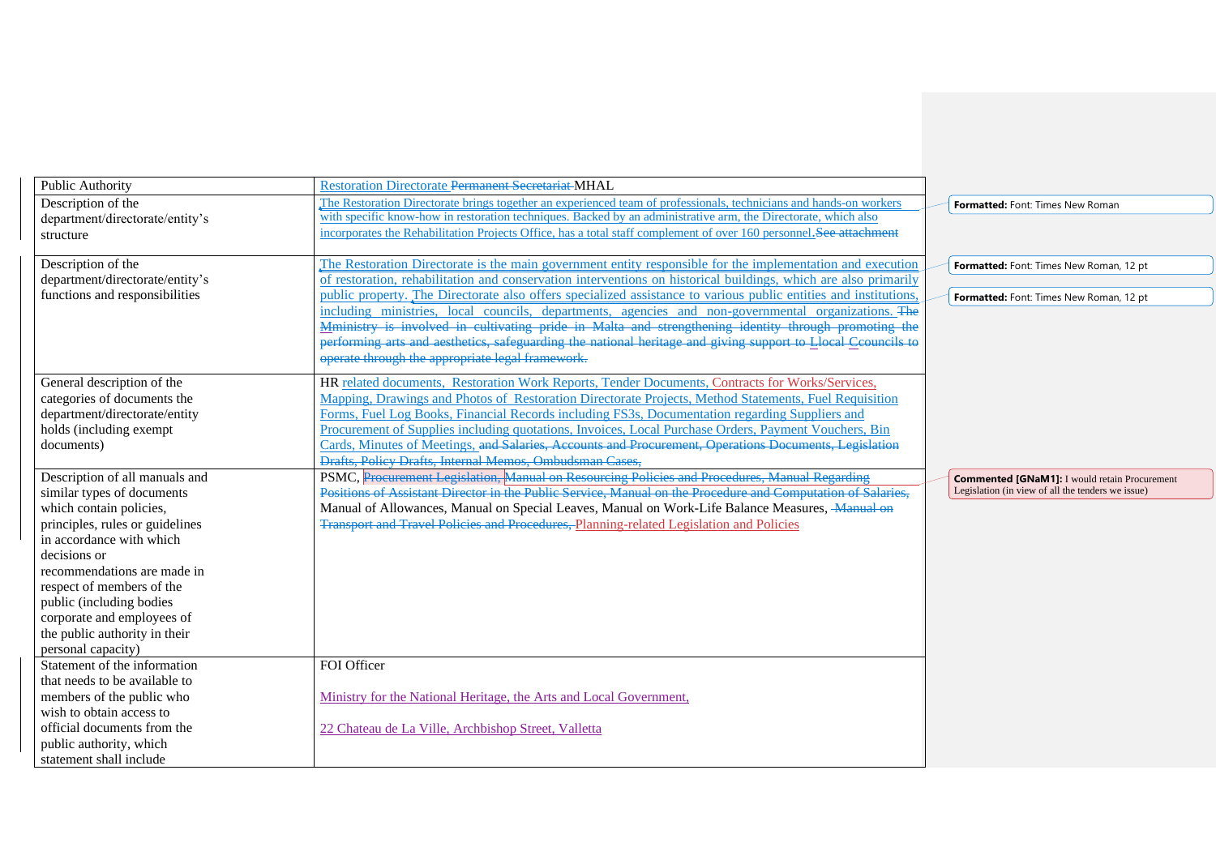| Public Authority | Restoration Directorate ~~Permanent Secretariat~~ MHAL |
|---|---|
| Description of the department/directorate/entity's structure | The Restoration Directorate brings together an experienced team of professionals, technicians and hands-on workers with specific know-how in restoration techniques. Backed by an administrative arm, the Directorate, which also incorporates the Rehabilitation Projects Office, has a total staff complement of over 160 personnel.~~See attachment~~ |
| Description of the department/directorate/entity's functions and responsibilities | The Restoration Directorate is the main government entity responsible for the implementation and execution of restoration, rehabilitation and conservation interventions on historical buildings, which are also primarily public property. The Directorate also offers specialized assistance to various public entities and institutions, including ministries, local councils, departments, agencies and non-governmental organizations. ~~The Mministry is involved in cultivating pride in Malta and strengthening identity through promoting the performing arts and aesthetics, safeguarding the national heritage and giving support to Llocal Ccouncils to operate through the appropriate legal framework.~~ |
| General description of the categories of documents the department/directorate/entity holds (including exempt documents) | HR related documents, Restoration Work Reports, Tender Documents, Contracts for Works/Services, Mapping, Drawings and Photos of Restoration Directorate Projects, Method Statements, Fuel Requisition Forms, Fuel Log Books, Financial Records including FS3s, Documentation regarding Suppliers and Procurement of Supplies including quotations, Invoices, Local Purchase Orders, Payment Vouchers, Bin Cards, Minutes of Meetings, ~~and Salaries, Accounts and Procurement, Operations Documents, Legislation Drafts, Policy Drafts, Internal Memos, Ombudsman Cases,~~ |
| Description of all manuals and similar types of documents which contain policies, principles, rules or guidelines in accordance with which decisions or recommendations are made in respect of members of the public (including bodies corporate and employees of the public authority in their personal capacity) | PSMC, ~~Procurement Legislation, Manual on Resourcing Policies and Procedures, Manual Regarding Positions of Assistant Director in the Public Service, Manual on the Procedure and Computation of Salaries,~~ Manual of Allowances, Manual on Special Leaves, Manual on Work-Life Balance Measures, ~~Manual on Transport and Travel Policies and Procedures,~~ Planning-related Legislation and Policies |
| Statement of the information that needs to be available to members of the public who wish to obtain access to official documents from the public authority, which statement shall include | FOI Officer<br><br>Ministry for the National Heritage, the Arts and Local Government,<br><br>22 Chateau de La Ville, Archbishop Street, Valletta |

**Commented [GNaM1]:** I would retain Procurement Legislation (in view of all the tenders we issue)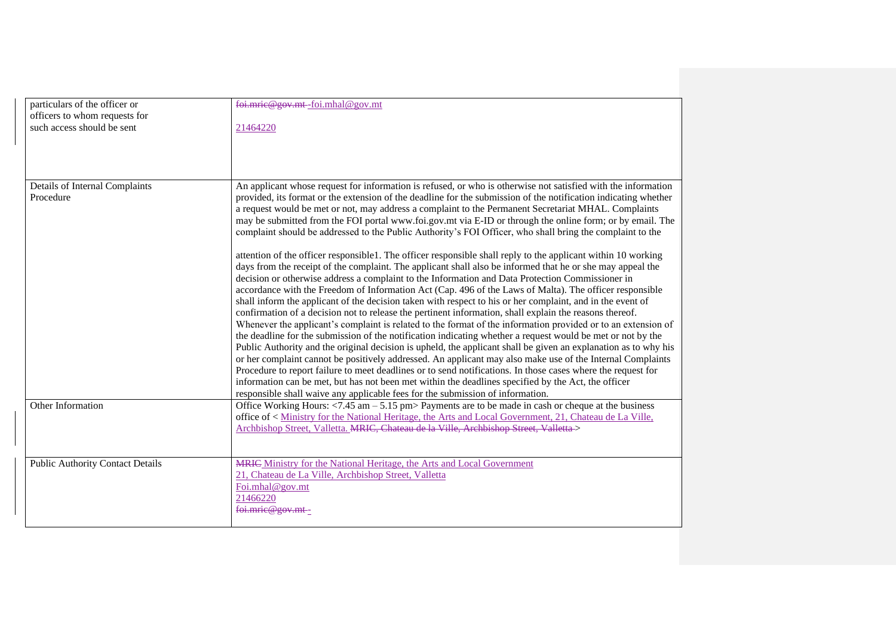| | |
|---|---|
| particulars of the officer or officers to whom requests for such access should be sent | ~~foi.mric@gov.mt~~ -foi.mhal@gov.mt<br><br>21464220 |
| Details of Internal Complaints Procedure | An applicant whose request for information is refused, or who is otherwise not satisfied with the information provided, its format or the extension of the deadline for the submission of the notification indicating whether a request would be met or not, may address a complaint to the Permanent Secretariat MHAL. Complaints may be submitted from the FOI portal www.foi.gov.mt via E-ID or through the online form; or by email. The complaint should be addressed to the Public Authority's FOI Officer, who shall bring the complaint to the<br><br>attention of the officer responsible1. The officer responsible shall reply to the applicant within 10 working days from the receipt of the complaint. The applicant shall also be informed that he or she may appeal the decision or otherwise address a complaint to the Information and Data Protection Commissioner in accordance with the Freedom of Information Act (Cap. 496 of the Laws of Malta). The officer responsible shall inform the applicant of the decision taken with respect to his or her complaint, and in the event of confirmation of a decision not to release the pertinent information, shall explain the reasons thereof. Whenever the applicant's complaint is related to the format of the information provided or to an extension of the deadline for the submission of the notification indicating whether a request would be met or not by the Public Authority and the original decision is upheld, the applicant shall be given an explanation as to why his or her complaint cannot be positively addressed. An applicant may also make use of the Internal Complaints Procedure to report failure to meet deadlines or to send notifications. In those cases where the request for information can be met, but has not been met within the deadlines specified by the Act, the officer responsible shall waive any applicable fees for the submission of information. |
| Other Information | Office Working Hours: <7.45 am – 5.15 pm> Payments are to be made in cash or cheque at the business office of < Ministry for the National Heritage, the Arts and Local Government, 21, Chateau de La Ville, Archbishop Street, Valletta. ~~MRIC, Chateau de la Ville, Archbishop Street, Valletta~~ > |
| Public Authority Contact Details | ~~MRIC~~ Ministry for the National Heritage, the Arts and Local Government<br>21, Chateau de La Ville, Archbishop Street, Valletta<br>Foi.mhal@gov.mt<br>21466220<br>~~foi.mric@gov.mt~~ - |